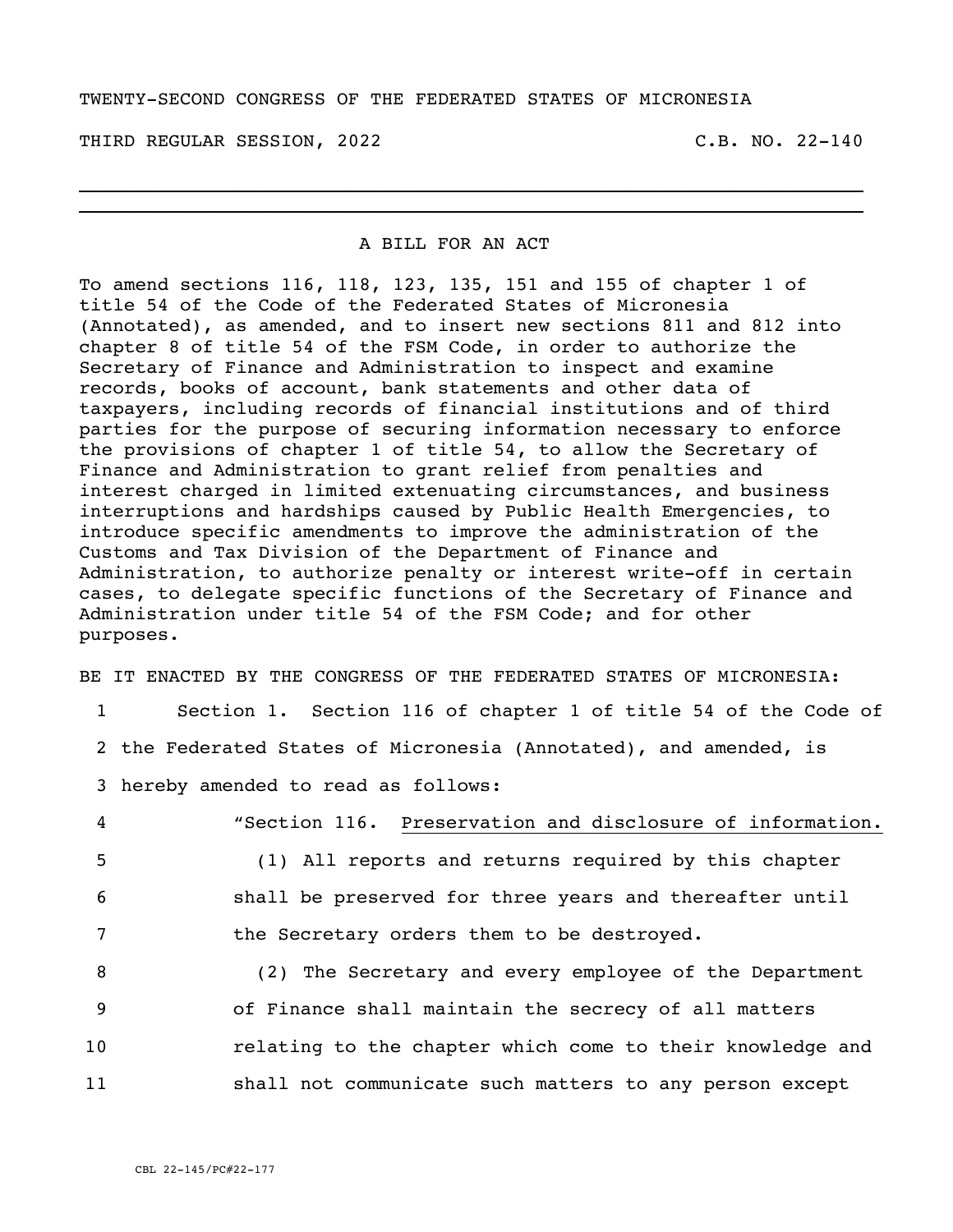TWENTY-SECOND CONGRESS OF THE FEDERATED STATES OF MICRONESIA

THIRD REGULAR SESSION, 2022 C.B. NO. 22-140

---

A BILL FOR AN ACT

To amend sections 116, 118, 123, 135, 151 and 155 of chapter 1 of title 54 of the Code of the Federated States of Micronesia (Annotated), as amended, and to insert new sections 811 and 812 into chapter 8 of title 54 of the FSM Code, in order to authorize the Secretary of Finance and Administration to inspect and examine records, books of account, bank statements and other data of taxpayers, including records of financial institutions and of third parties for the purpose of securing information necessary to enforce the provisions of chapter 1 of title 54, to allow the Secretary of Finance and Administration to grant relief from penalties and interest charged in limited extenuating circumstances, and business interruptions and hardships caused by Public Health Emergencies, to introduce specific amendments to improve the administration of the Customs and Tax Division of the Department of Finance and Administration, to authorize penalty or interest write-off in certain cases, to delegate specific functions of the Secretary of Finance and Administration under title 54 of the FSM Code; and for other purposes.

BE IT ENACTED BY THE CONGRESS OF THE FEDERATED STATES OF MICRONESIA:

1 Section 1. Section 116 of chapter 1 of title 54 of the Code of
2 the Federated States of Micronesia (Annotated), and amended, is
3 hereby amended to read as follows:

4 "Section 116. Preservation and disclosure of information.

5 (1) All reports and returns required by this chapter
6 shall be preserved for three years and thereafter until
7 the Secretary orders them to be destroyed.

8 (2) The Secretary and every employee of the Department
9 of Finance shall maintain the secrecy of all matters
10 relating to the chapter which come to their knowledge and
11 shall not communicate such matters to any person except

CBL 22-145/PC#22-177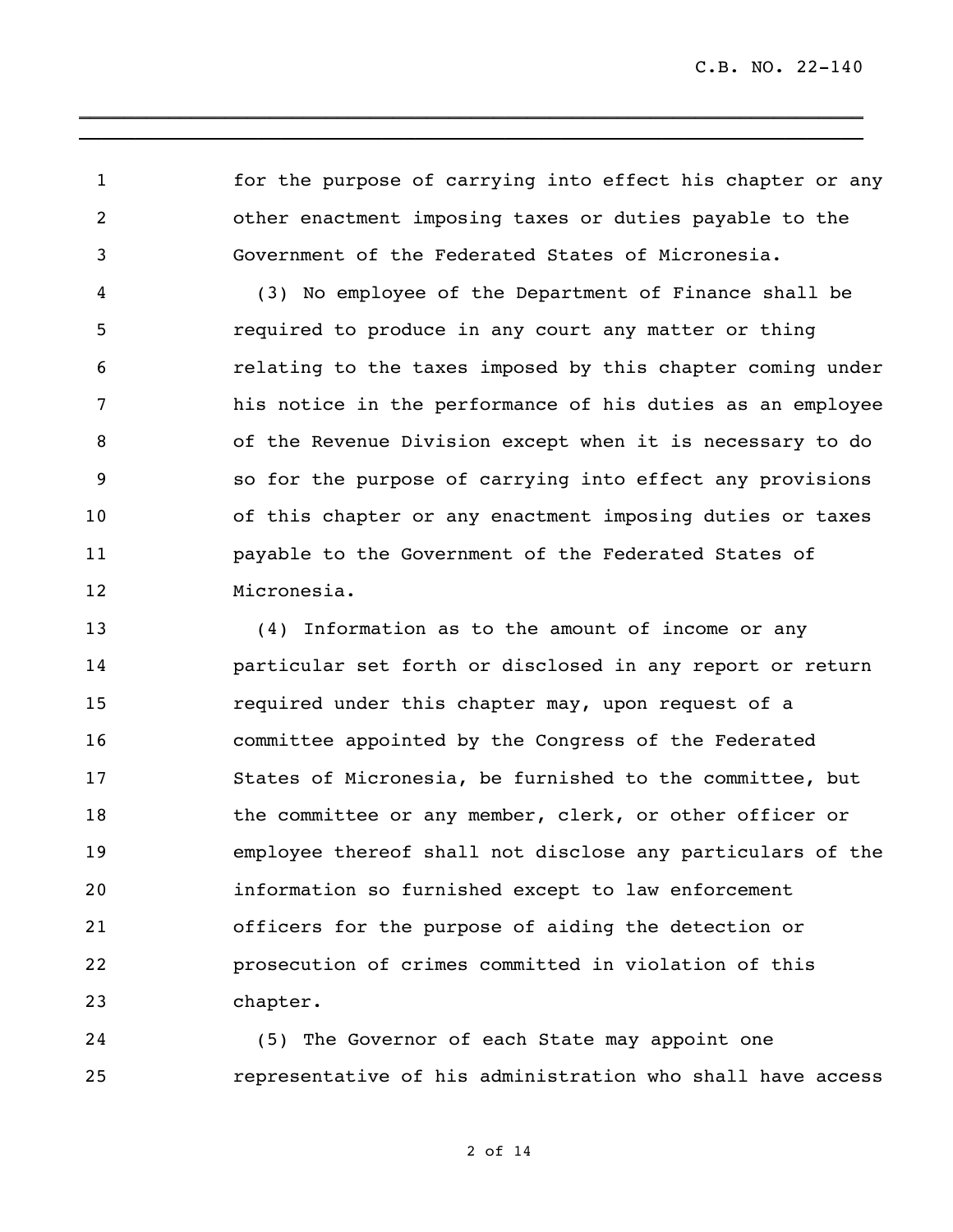for the purpose of carrying into effect his chapter or any other enactment imposing taxes or duties payable to the Government of the Federated States of Micronesia.

(3) No employee of the Department of Finance shall be required to produce in any court any matter or thing relating to the taxes imposed by this chapter coming under his notice in the performance of his duties as an employee of the Revenue Division except when it is necessary to do so for the purpose of carrying into effect any provisions of this chapter or any enactment imposing duties or taxes payable to the Government of the Federated States of Micronesia.

(4) Information as to the amount of income or any particular set forth or disclosed in any report or return required under this chapter may, upon request of a committee appointed by the Congress of the Federated States of Micronesia, be furnished to the committee, but the committee or any member, clerk, or other officer or employee thereof shall not disclose any particulars of the information so furnished except to law enforcement officers for the purpose of aiding the detection or prosecution of crimes committed in violation of this chapter.

(5) The Governor of each State may appoint one representative of his administration who shall have access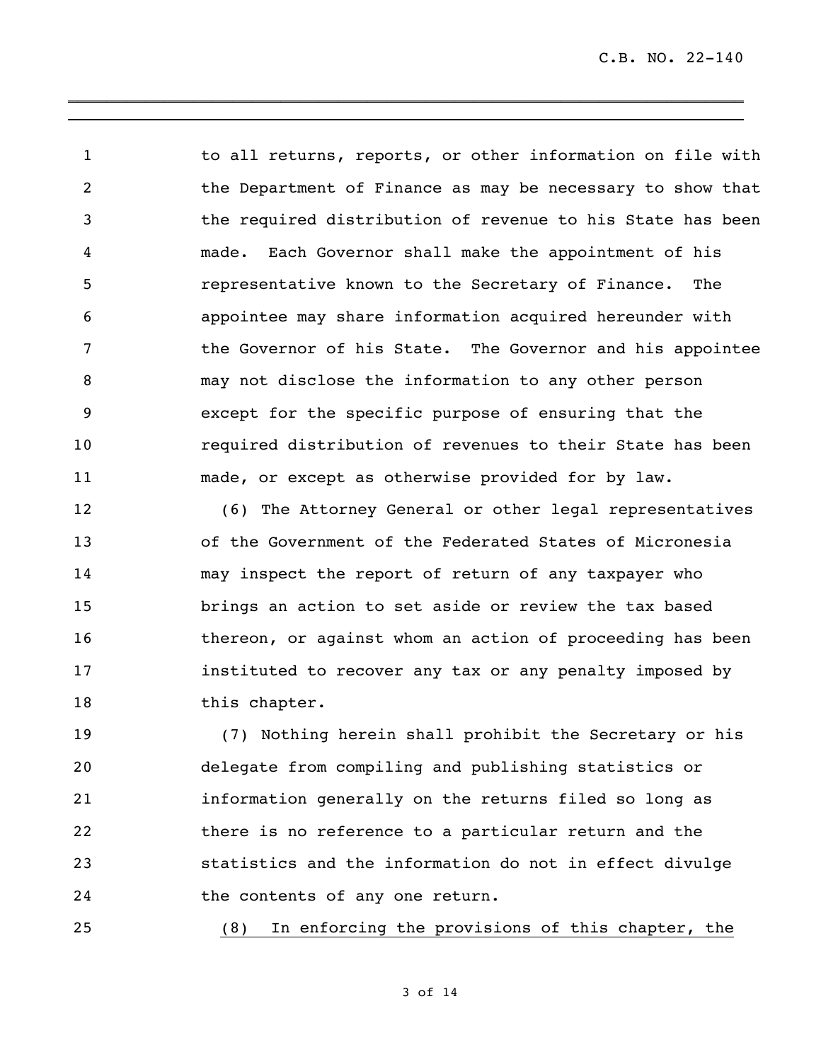to all returns, reports, or other information on file with the Department of Finance as may be necessary to show that the required distribution of revenue to his State has been made. Each Governor shall make the appointment of his representative known to the Secretary of Finance. The appointee may share information acquired hereunder with the Governor of his State. The Governor and his appointee may not disclose the information to any other person except for the specific purpose of ensuring that the required distribution of revenues to their State has been made, or except as otherwise provided for by law.

(6) The Attorney General or other legal representatives of the Government of the Federated States of Micronesia may inspect the report of return of any taxpayer who brings an action to set aside or review the tax based thereon, or against whom an action of proceeding has been instituted to recover any tax or any penalty imposed by this chapter.

(7) Nothing herein shall prohibit the Secretary or his delegate from compiling and publishing statistics or information generally on the returns filed so long as there is no reference to a particular return and the statistics and the information do not in effect divulge the contents of any one return.

<u>(8) In enforcing the provisions of this chapter, the</u>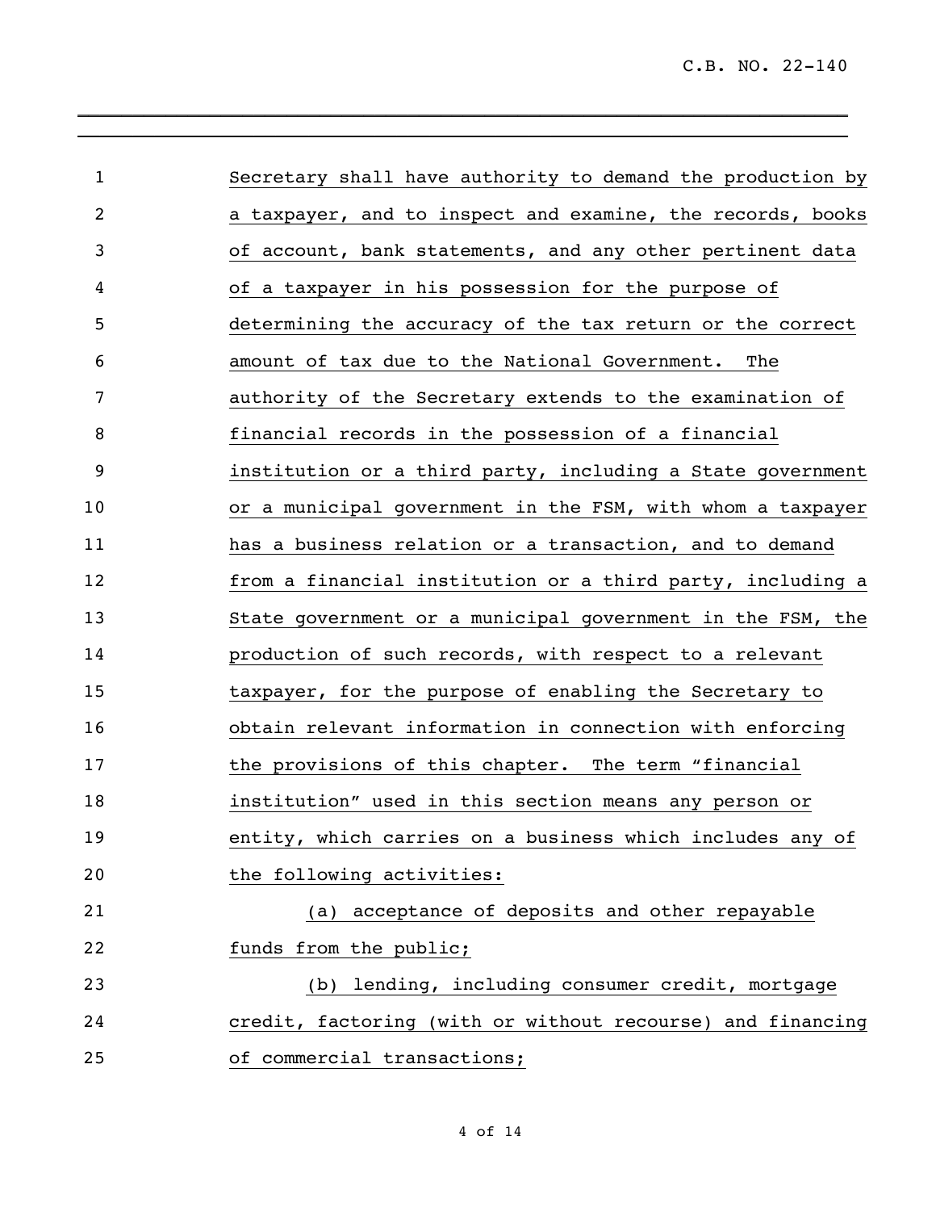Secretary shall have authority to demand the production by a taxpayer, and to inspect and examine, the records, books of account, bank statements, and any other pertinent data of a taxpayer in his possession for the purpose of determining the accuracy of the tax return or the correct amount of tax due to the National Government. The authority of the Secretary extends to the examination of financial records in the possession of a financial institution or a third party, including a State government or a municipal government in the FSM, with whom a taxpayer has a business relation or a transaction, and to demand from a financial institution or a third party, including a State government or a municipal government in the FSM, the production of such records, with respect to a relevant taxpayer, for the purpose of enabling the Secretary to obtain relevant information in connection with enforcing the provisions of this chapter. The term "financial institution" used in this section means any person or entity, which carries on a business which includes any of the following activities:

(a) acceptance of deposits and other repayable funds from the public;

(b) lending, including consumer credit, mortgage credit, factoring (with or without recourse) and financing of commercial transactions;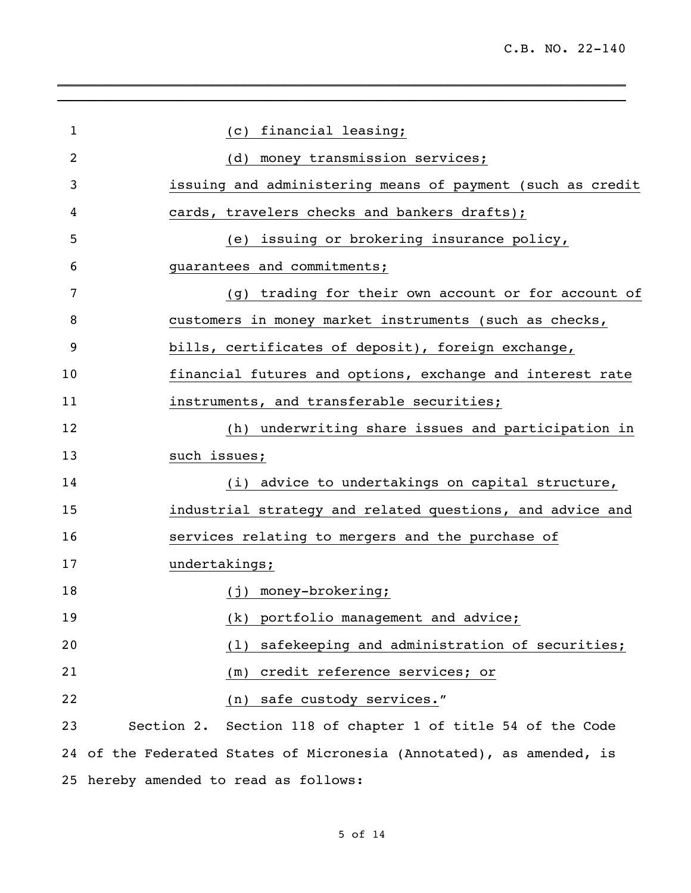(c) financial leasing;

(d) money transmission services;

issuing and administering means of payment (such as credit cards, travelers checks and bankers drafts);

(e) issuing or brokering insurance policy, guarantees and commitments;

(g) trading for their own account or for account of customers in money market instruments (such as checks, bills, certificates of deposit), foreign exchange, financial futures and options, exchange and interest rate instruments, and transferable securities;

(h) underwriting share issues and participation in such issues;

(i) advice to undertakings on capital structure, industrial strategy and related questions, and advice and services relating to mergers and the purchase of undertakings;

(j) money-brokering;

(k) portfolio management and advice;

(l) safekeeping and administration of securities;

(m) credit reference services; or

(n) safe custody services."

Section 2. Section 118 of chapter 1 of title 54 of the Code of the Federated States of Micronesia (Annotated), as amended, is hereby amended to read as follows: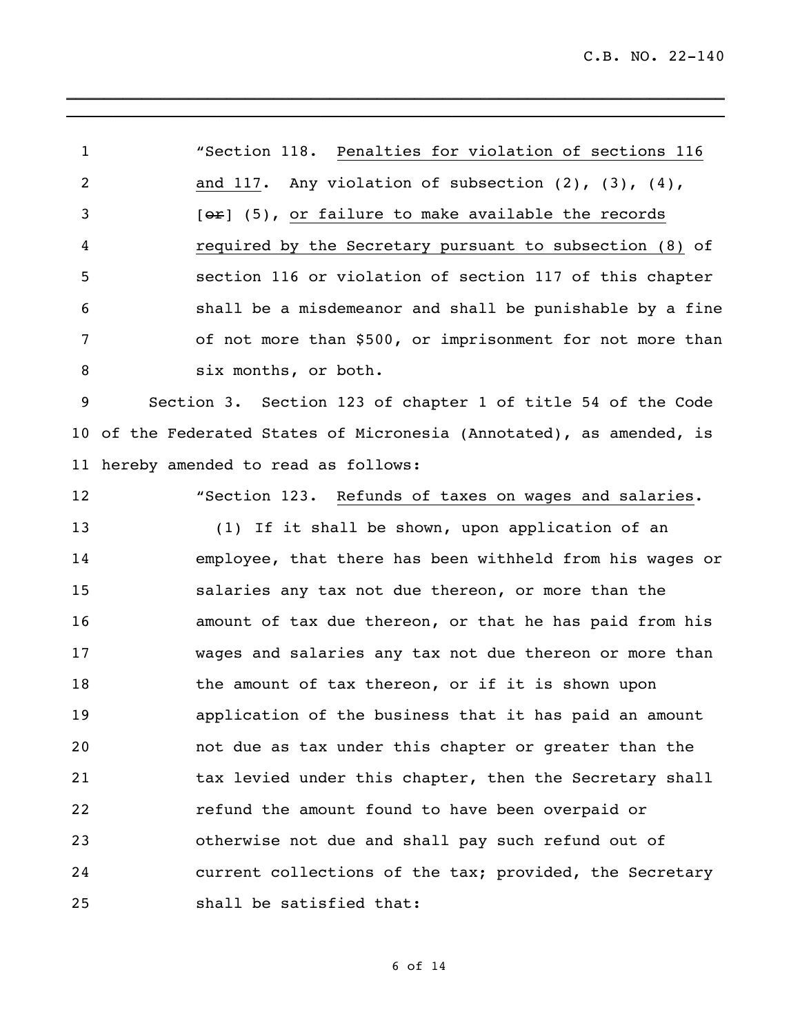"Section 118. <u>Penalties for violation of sections 116 and 117</u>. Any violation of subsection (2), (3), (4), [~~or~~] (5), <u>or failure to make available the records required by the Secretary pursuant to subsection (8)</u> of section 116 or violation of section 117 of this chapter shall be a misdemeanor and shall be punishable by a fine of not more than $500, or imprisonment for not more than six months, or both.

Section 3. Section 123 of chapter 1 of title 54 of the Code of the Federated States of Micronesia (Annotated), as amended, is hereby amended to read as follows:

"Section 123. <u>Refunds of taxes on wages and salaries</u>.

(1) If it shall be shown, upon application of an employee, that there has been withheld from his wages or salaries any tax not due thereon, or more than the amount of tax due thereon, or that he has paid from his wages and salaries any tax not due thereon or more than the amount of tax thereon, or if it is shown upon application of the business that it has paid an amount not due as tax under this chapter or greater than the tax levied under this chapter, then the Secretary shall refund the amount found to have been overpaid or otherwise not due and shall pay such refund out of current collections of the tax; provided, the Secretary shall be satisfied that: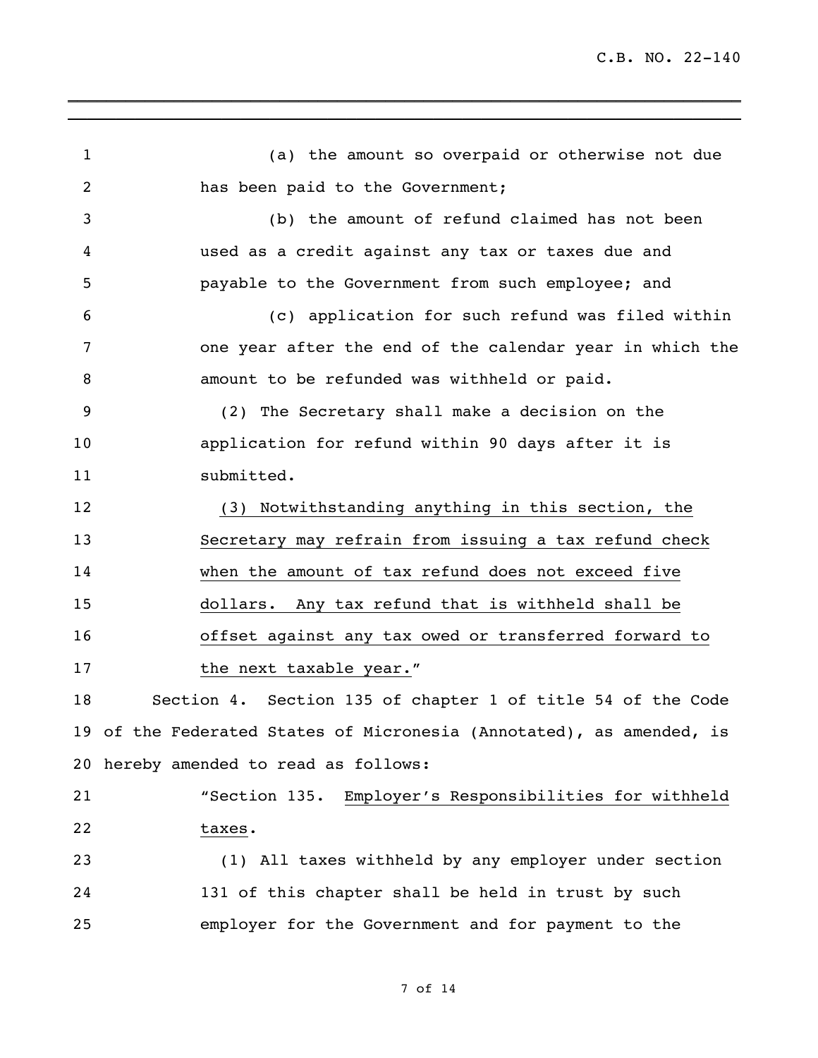(a) the amount so overpaid or otherwise not due has been paid to the Government;

(b) the amount of refund claimed has not been used as a credit against any tax or taxes due and payable to the Government from such employee; and

(c) application for such refund was filed within one year after the end of the calendar year in which the amount to be refunded was withheld or paid.

(2) The Secretary shall make a decision on the application for refund within 90 days after it is submitted.

<u>(3) Notwithstanding anything in this section, the Secretary may refrain from issuing a tax refund check when the amount of tax refund does not exceed five dollars. Any tax refund that is withheld shall be offset against any tax owed or transferred forward to the next taxable year.</u>"

Section 4. Section 135 of chapter 1 of title 54 of the Code of the Federated States of Micronesia (Annotated), as amended, is hereby amended to read as follows:

"Section 135. <u>Employer's Responsibilities for withheld taxes</u>.

(1) All taxes withheld by any employer under section 131 of this chapter shall be held in trust by such employer for the Government and for payment to the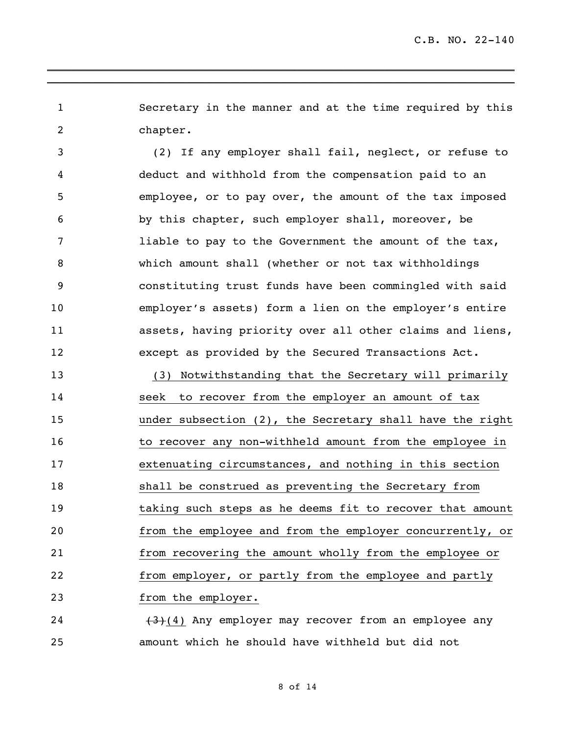Secretary in the manner and at the time required by this chapter.

(2) If any employer shall fail, neglect, or refuse to deduct and withhold from the compensation paid to an employee, or to pay over, the amount of the tax imposed by this chapter, such employer shall, moreover, be liable to pay to the Government the amount of the tax, which amount shall (whether or not tax withholdings constituting trust funds have been commingled with said employer's assets) form a lien on the employer's entire assets, having priority over all other claims and liens, except as provided by the Secured Transactions Act.

<u>(3) Notwithstanding that the Secretary will primarily seek to recover from the employer an amount of tax under subsection (2), the Secretary shall have the right to recover any non-withheld amount from the employee in extenuating circumstances, and nothing in this section shall be construed as preventing the Secretary from taking such steps as he deems fit to recover that amount from the employee and from the employer concurrently, or from recovering the amount wholly from the employee or from employer, or partly from the employee and partly from the employer.</u>

~~(3)~~<u>(4)</u> Any employer may recover from an employee any amount which he should have withheld but did not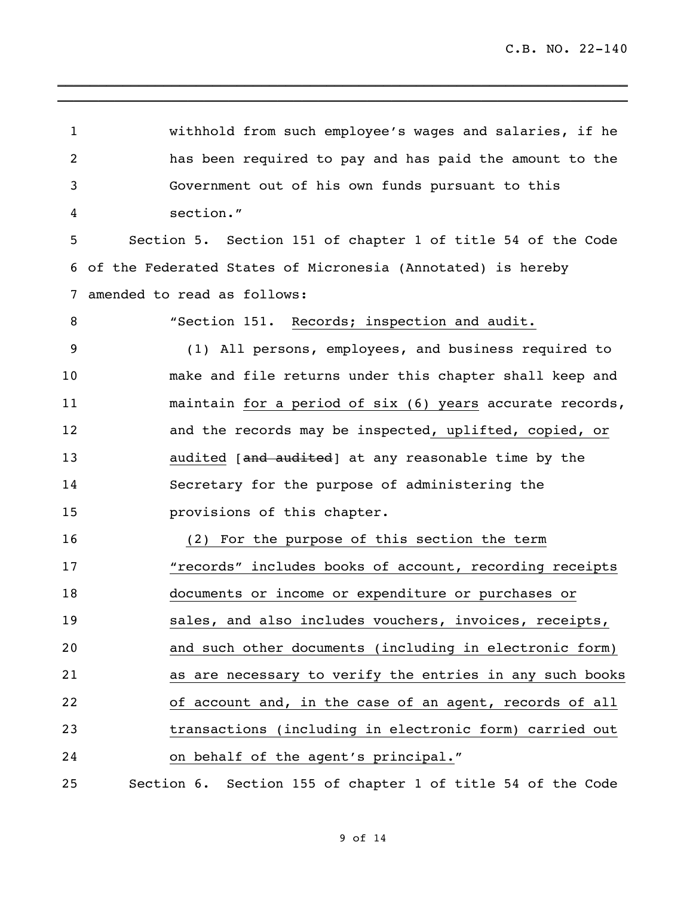withhold from such employee's wages and salaries, if he has been required to pay and has paid the amount to the Government out of his own funds pursuant to this section."

Section 5. Section 151 of chapter 1 of title 54 of the Code of the Federated States of Micronesia (Annotated) is hereby amended to read as follows:

"Section 151. <u>Records; inspection and audit.</u>

(1) All persons, employees, and business required to make and file returns under this chapter shall keep and maintain <u>for a period of six (6) years</u> accurate records, and the records may be inspected<u>, uplifted, copied, or audited</u> [~~and audited~~] at any reasonable time by the Secretary for the purpose of administering the provisions of this chapter.

<u>(2) For the purpose of this section the term "records" includes books of account, recording receipts documents or income or expenditure or purchases or sales, and also includes vouchers, invoices, receipts, and such other documents (including in electronic form) as are necessary to verify the entries in any such books of account and, in the case of an agent, records of all transactions (including in electronic form) carried out on behalf of the agent's principal.</u>"

Section 6. Section 155 of chapter 1 of title 54 of the Code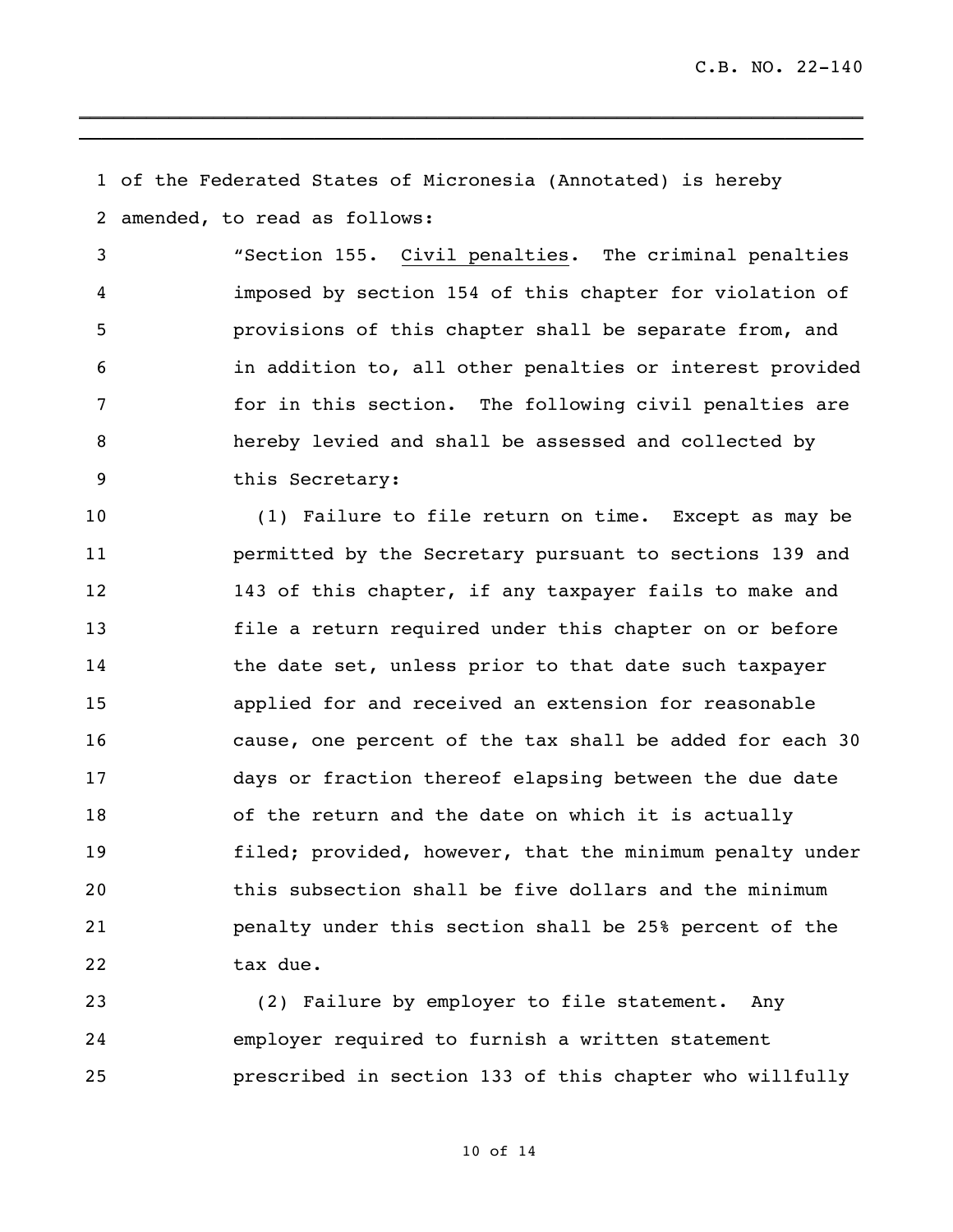of the Federated States of Micronesia (Annotated) is hereby amended, to read as follows:

"Section 155. Civil penalties. The criminal penalties imposed by section 154 of this chapter for violation of provisions of this chapter shall be separate from, and in addition to, all other penalties or interest provided for in this section. The following civil penalties are hereby levied and shall be assessed and collected by this Secretary:

(1) Failure to file return on time. Except as may be permitted by the Secretary pursuant to sections 139 and 143 of this chapter, if any taxpayer fails to make and file a return required under this chapter on or before the date set, unless prior to that date such taxpayer applied for and received an extension for reasonable cause, one percent of the tax shall be added for each 30 days or fraction thereof elapsing between the due date of the return and the date on which it is actually filed; provided, however, that the minimum penalty under this subsection shall be five dollars and the minimum penalty under this section shall be 25% percent of the tax due.

(2) Failure by employer to file statement. Any employer required to furnish a written statement prescribed in section 133 of this chapter who willfully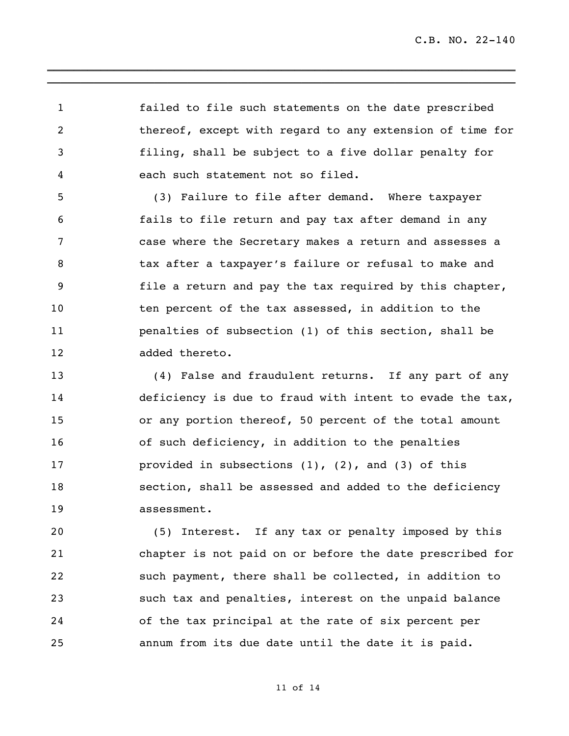failed to file such statements on the date prescribed thereof, except with regard to any extension of time for filing, shall be subject to a five dollar penalty for each such statement not so filed.

(3) Failure to file after demand. Where taxpayer fails to file return and pay tax after demand in any case where the Secretary makes a return and assesses a tax after a taxpayer's failure or refusal to make and file a return and pay the tax required by this chapter, ten percent of the tax assessed, in addition to the penalties of subsection (1) of this section, shall be added thereto.

(4) False and fraudulent returns. If any part of any deficiency is due to fraud with intent to evade the tax, or any portion thereof, 50 percent of the total amount of such deficiency, in addition to the penalties provided in subsections (1), (2), and (3) of this section, shall be assessed and added to the deficiency assessment.

(5) Interest. If any tax or penalty imposed by this chapter is not paid on or before the date prescribed for such payment, there shall be collected, in addition to such tax and penalties, interest on the unpaid balance of the tax principal at the rate of six percent per annum from its due date until the date it is paid.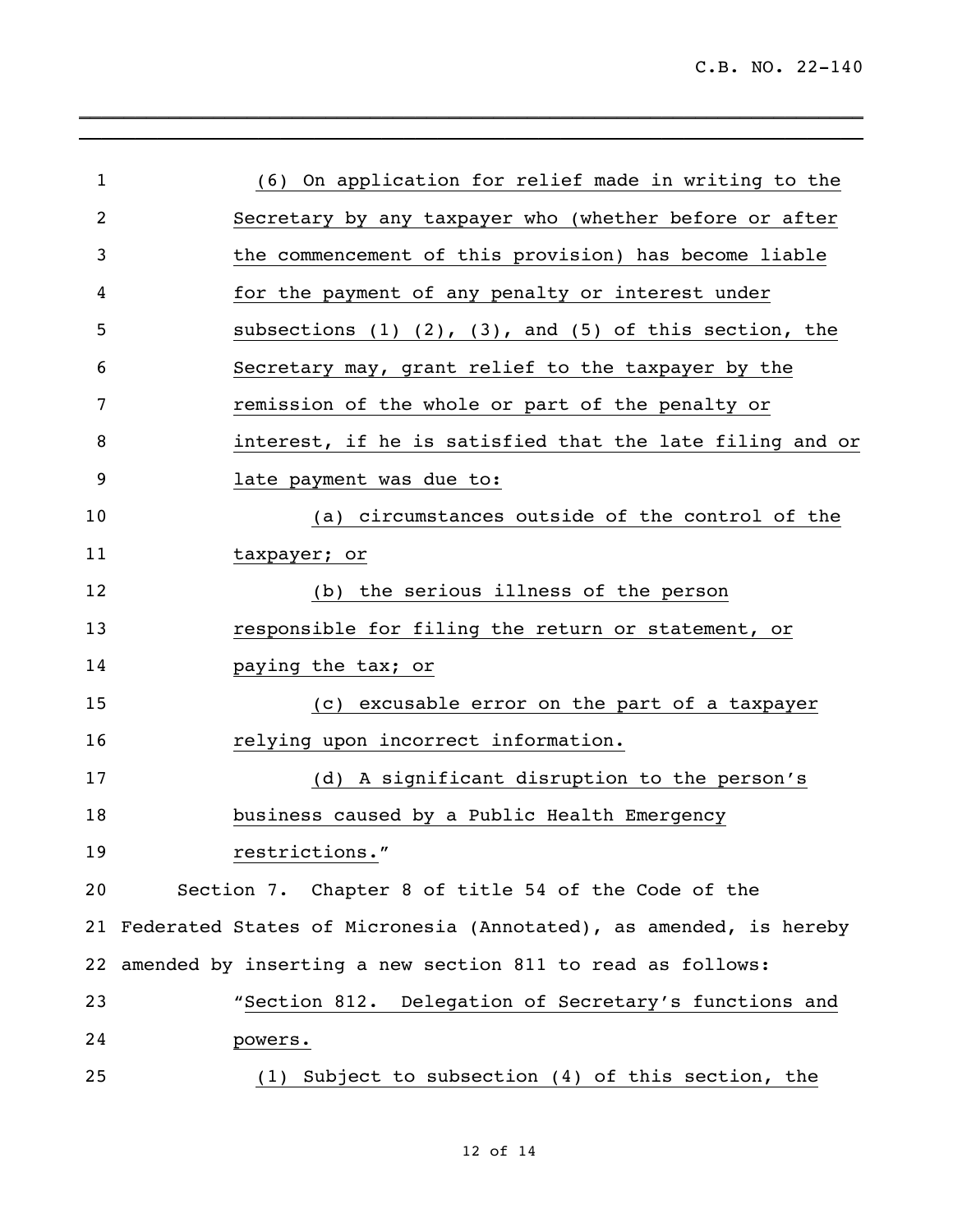(6) On application for relief made in writing to the Secretary by any taxpayer who (whether before or after the commencement of this provision) has become liable for the payment of any penalty or interest under subsections (1) (2), (3), and (5) of this section, the Secretary may, grant relief to the taxpayer by the remission of the whole or part of the penalty or interest, if he is satisfied that the late filing and or late payment was due to:

(a) circumstances outside of the control of the taxpayer; or

(b) the serious illness of the person responsible for filing the return or statement, or paying the tax; or

(c) excusable error on the part of a taxpayer relying upon incorrect information.

(d) A significant disruption to the person's business caused by a Public Health Emergency restrictions."

Section 7. Chapter 8 of title 54 of the Code of the Federated States of Micronesia (Annotated), as amended, is hereby amended by inserting a new section 811 to read as follows:

"Section 812. Delegation of Secretary's functions and powers.

(1) Subject to subsection (4) of this section, the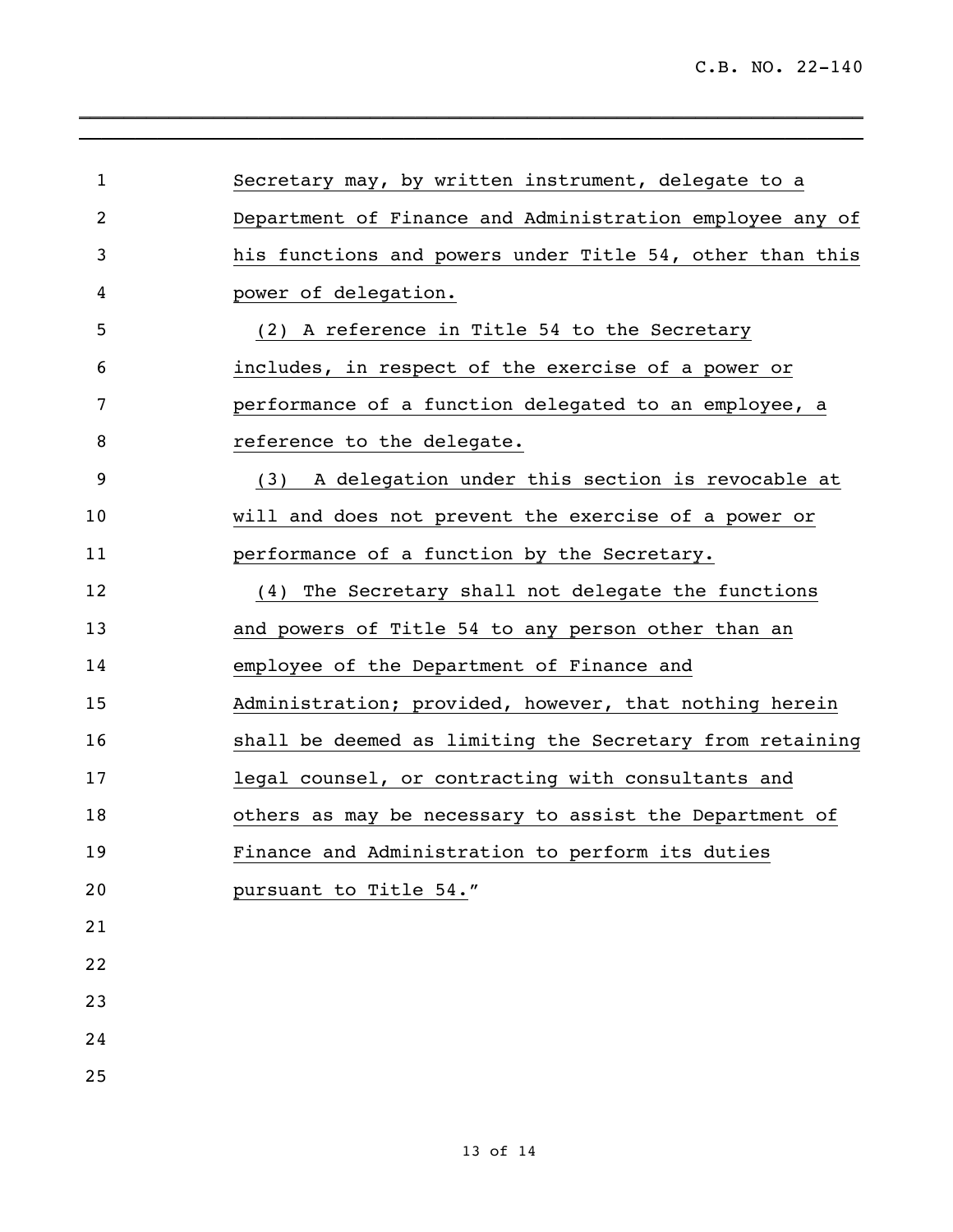Secretary may, by written instrument, delegate to a Department of Finance and Administration employee any of his functions and powers under Title 54, other than this power of delegation.

(2) A reference in Title 54 to the Secretary includes, in respect of the exercise of a power or performance of a function delegated to an employee, a reference to the delegate.

(3) A delegation under this section is revocable at will and does not prevent the exercise of a power or performance of a function by the Secretary.

(4) The Secretary shall not delegate the functions and powers of Title 54 to any person other than an employee of the Department of Finance and Administration; provided, however, that nothing herein shall be deemed as limiting the Secretary from retaining legal counsel, or contracting with consultants and others as may be necessary to assist the Department of Finance and Administration to perform its duties pursuant to Title 54."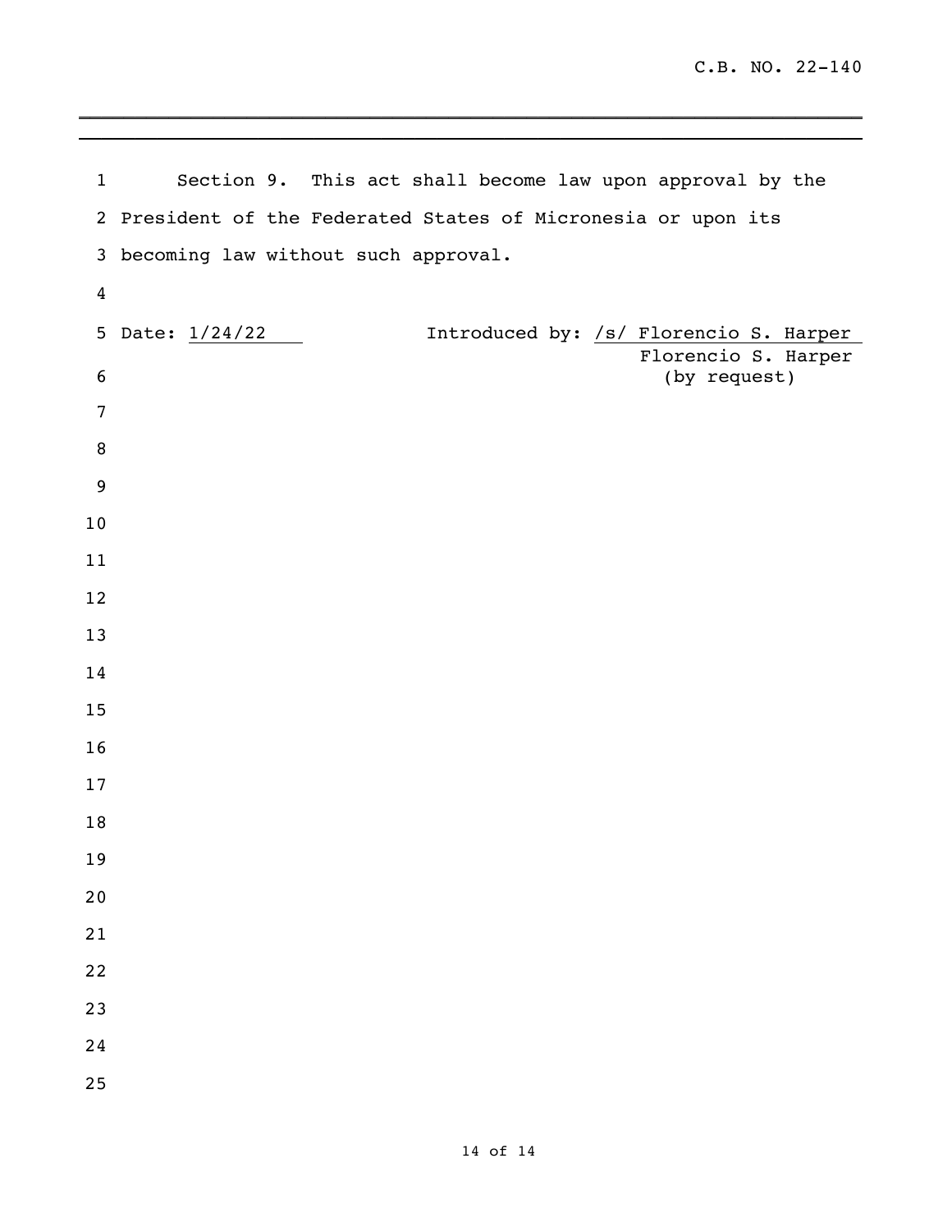Section 9. This act shall become law upon approval by the President of the Federated States of Micronesia or upon its becoming law without such approval.

Date: 1/24/22

Introduced by: /s/ Florencio S. Harper
Florencio S. Harper
(by request)